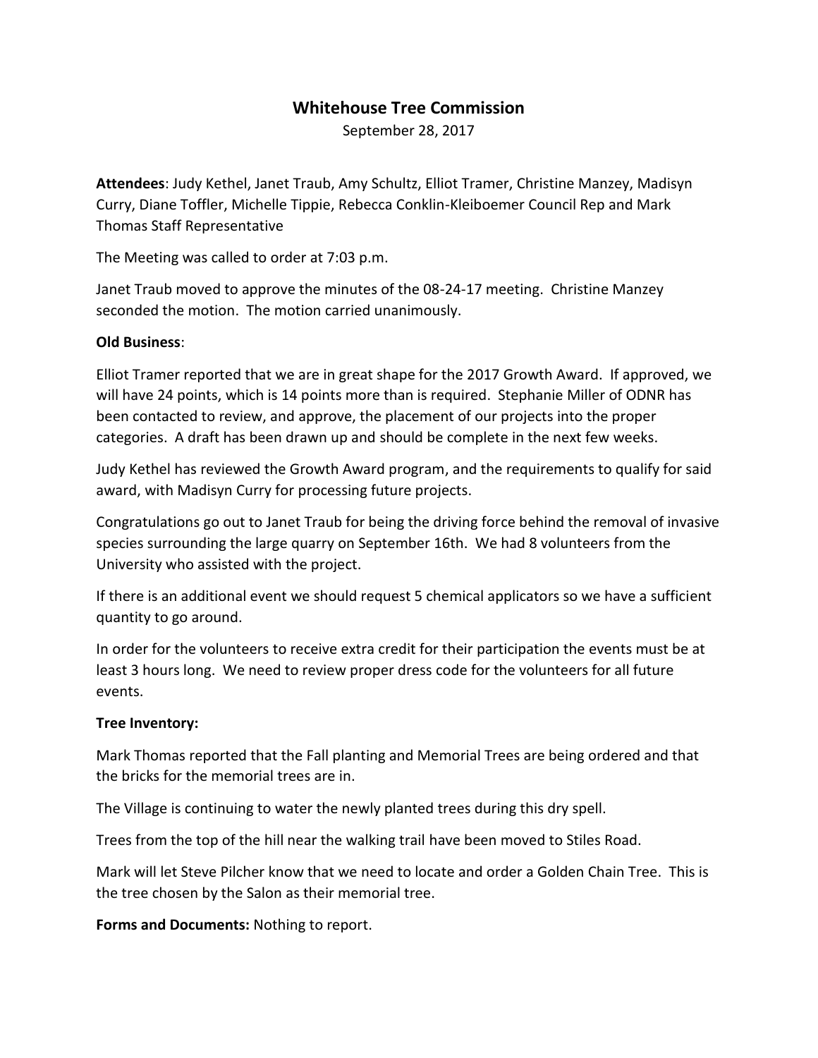# Whitehouse Tree Commission

September 28, 2017

**Attendees**: Judy Kethel, Janet Traub, Amy Schultz, Elliot Tramer, Christine Manzey, Madisyn Curry, Diane Toffler, Michelle Tippie, Rebecca Conklin-Kleiboemer Council Rep and Mark Thomas Staff Representative

The Meeting was called to order at 7:03 p.m.

Janet Traub moved to approve the minutes of the 08-24-17 meeting. Christine Manzey seconded the motion. The motion carried unanimously.

**Old Business**:

Elliot Tramer reported that we are in great shape for the 2017 Growth Award. If approved, we will have 24 points, which is 14 points more than is required. Stephanie Miller of ODNR has been contacted to review, and approve, the placement of our projects into the proper categories. A draft has been drawn up and should be complete in the next few weeks.

Judy Kethel has reviewed the Growth Award program, and the requirements to qualify for said award, with Madisyn Curry for processing future projects.

Congratulations go out to Janet Traub for being the driving force behind the removal of invasive species surrounding the large quarry on September 16th. We had 8 volunteers from the University who assisted with the project.

If there is an additional event we should request 5 chemical applicators so we have a sufficient quantity to go around.

In order for the volunteers to receive extra credit for their participation the events must be at least 3 hours long. We need to review proper dress code for the volunteers for all future events.

**Tree Inventory:**

Mark Thomas reported that the Fall planting and Memorial Trees are being ordered and that the bricks for the memorial trees are in.

The Village is continuing to water the newly planted trees during this dry spell.

Trees from the top of the hill near the walking trail have been moved to Stiles Road.

Mark will let Steve Pilcher know that we need to locate and order a Golden Chain Tree. This is the tree chosen by the Salon as their memorial tree.

**Forms and Documents:** Nothing to report.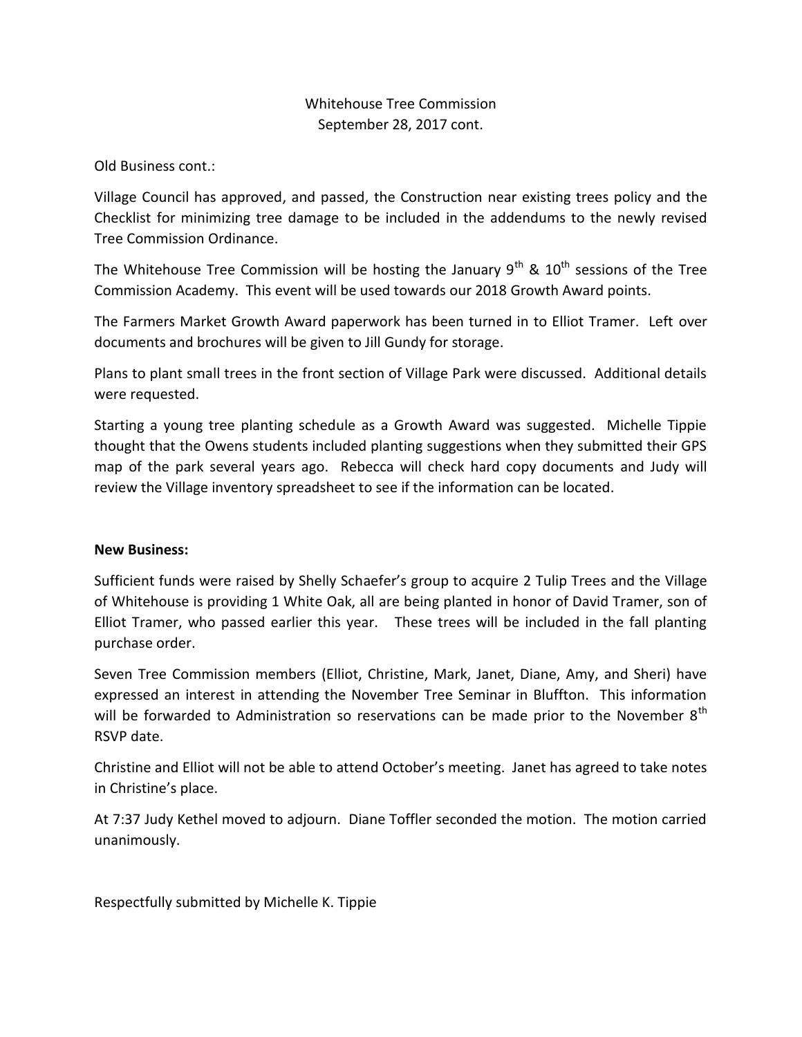Whitehouse Tree Commission
September 28, 2017 cont.

Old Business cont.:

Village Council has approved, and passed, the Construction near existing trees policy and the Checklist for minimizing tree damage to be included in the addendums to the newly revised Tree Commission Ordinance.

The Whitehouse Tree Commission will be hosting the January 9th & 10th sessions of the Tree Commission Academy. This event will be used towards our 2018 Growth Award points.

The Farmers Market Growth Award paperwork has been turned in to Elliot Tramer. Left over documents and brochures will be given to Jill Gundy for storage.

Plans to plant small trees in the front section of Village Park were discussed. Additional details were requested.

Starting a young tree planting schedule as a Growth Award was suggested. Michelle Tippie thought that the Owens students included planting suggestions when they submitted their GPS map of the park several years ago. Rebecca will check hard copy documents and Judy will review the Village inventory spreadsheet to see if the information can be located.

**New Business:**

Sufficient funds were raised by Shelly Schaefer's group to acquire 2 Tulip Trees and the Village of Whitehouse is providing 1 White Oak, all are being planted in honor of David Tramer, son of Elliot Tramer, who passed earlier this year. These trees will be included in the fall planting purchase order.

Seven Tree Commission members (Elliot, Christine, Mark, Janet, Diane, Amy, and Sheri) have expressed an interest in attending the November Tree Seminar in Bluffton. This information will be forwarded to Administration so reservations can be made prior to the November 8th RSVP date.

Christine and Elliot will not be able to attend October's meeting. Janet has agreed to take notes in Christine's place.

At 7:37 Judy Kethel moved to adjourn. Diane Toffler seconded the motion. The motion carried unanimously.

Respectfully submitted by Michelle K. Tippie